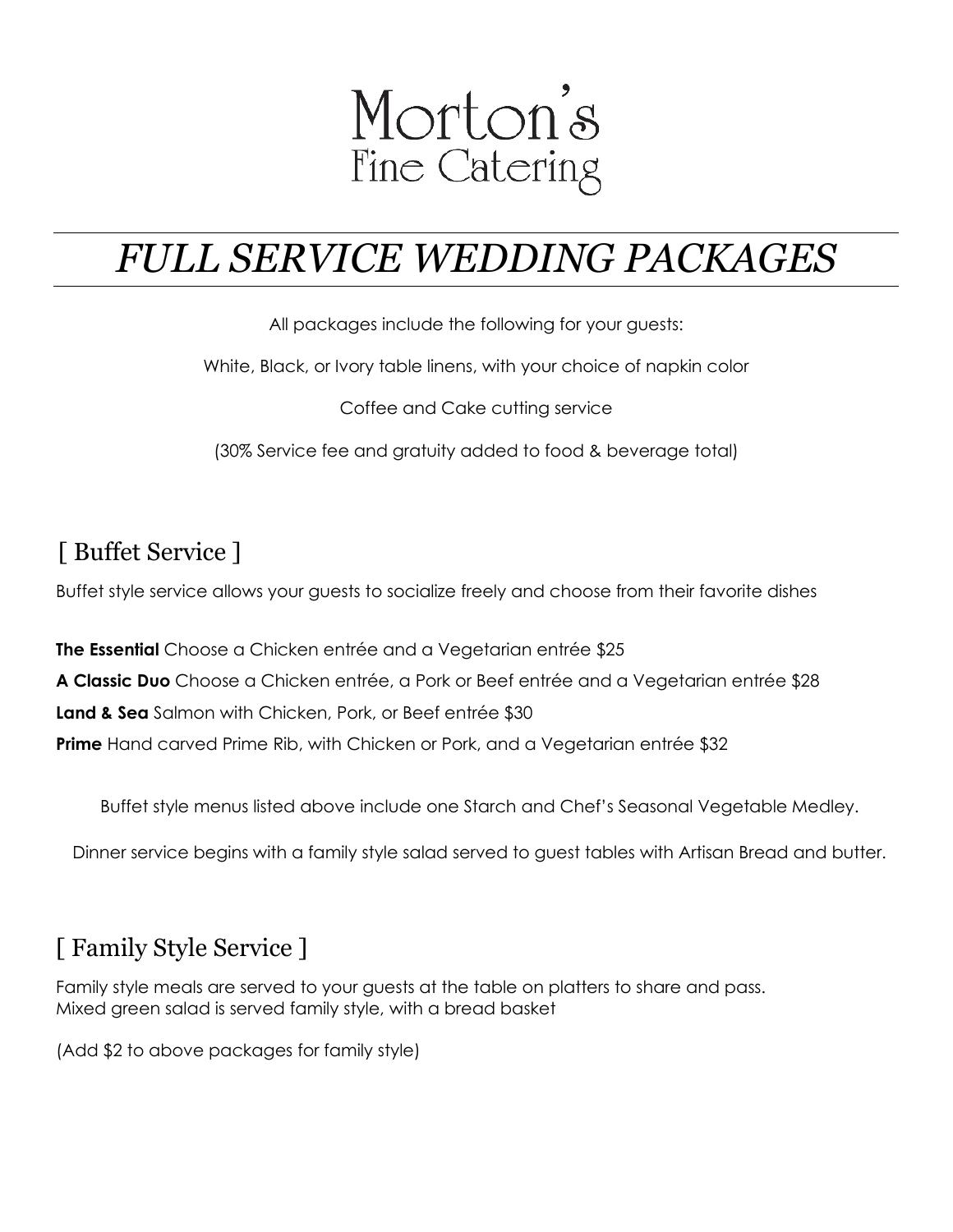# Morton's
Fine Catering

# *FULL SERVICE WEDDING PACKAGES*

All packages include the following for your guests:

White, Black, or Ivory table linens, with your choice of napkin color

Coffee and Cake cutting service

(30% Service fee and gratuity added to food & beverage total)

## [ Buffet Service ]

Buffet style service allows your guests to socialize freely and choose from their favorite dishes

**The Essential** Choose a Chicken entrée and a Vegetarian entrée $25

**A Classic Duo** Choose a Chicken entrée, a Pork or Beef entrée and a Vegetarian entrée $28

**Land & Sea** Salmon with Chicken, Pork, or Beef entrée $30

**Prime** Hand carved Prime Rib, with Chicken or Pork, and a Vegetarian entrée $32

Buffet style menus listed above include one Starch and Chef's Seasonal Vegetable Medley.

Dinner service begins with a family style salad served to guest tables with Artisan Bread and butter.

## [ Family Style Service ]

Family style meals are served to your guests at the table on platters to share and pass.
Mixed green salad is served family style, with a bread basket

(Add $2 to above packages for family style)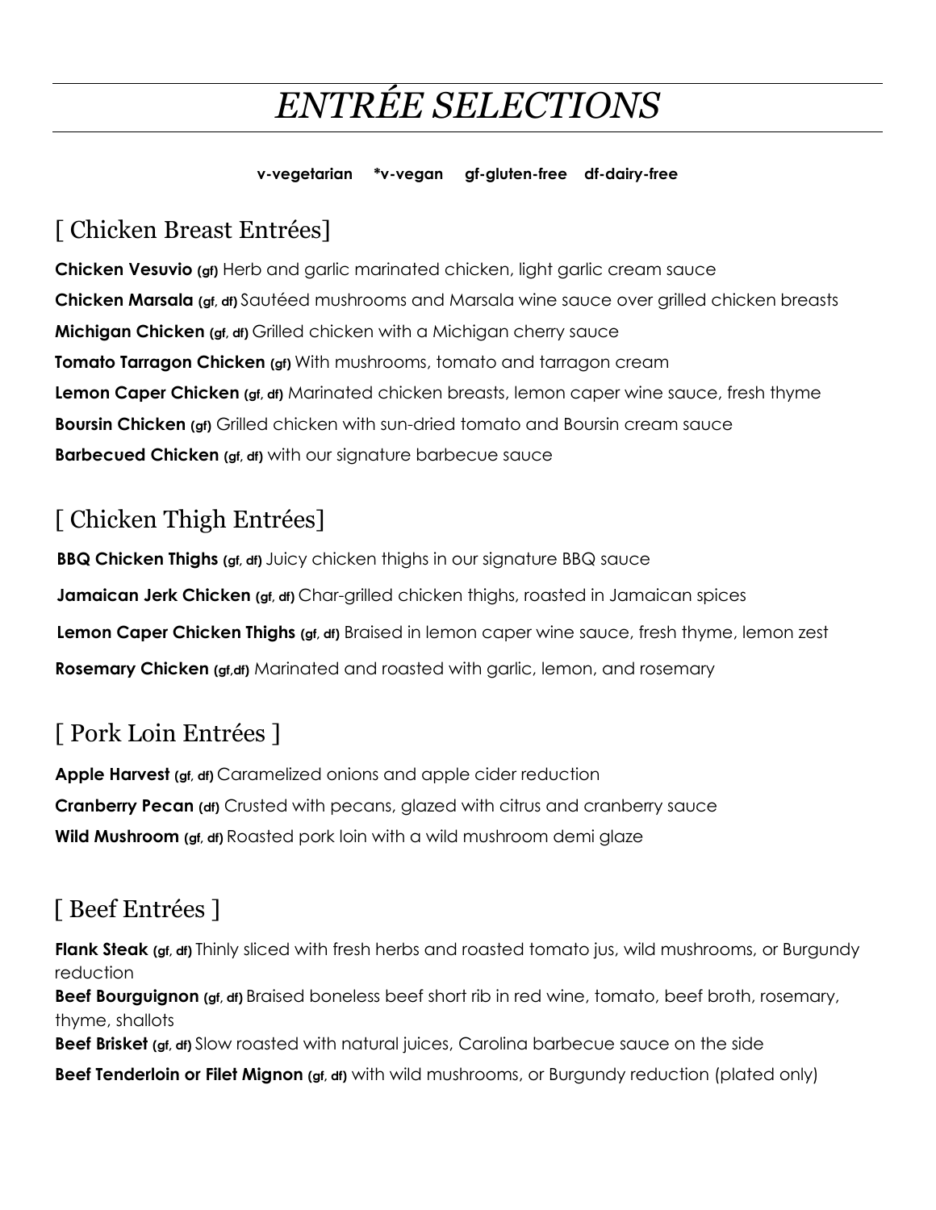# *ENTRÉE SELECTIONS*

**v-vegetarian &nbsp;&nbsp; *v-vegan &nbsp;&nbsp; gf-gluten-free &nbsp;&nbsp; df-dairy-free**

## [ Chicken Breast Entrées]

**Chicken Vesuvio (gf)** Herb and garlic marinated chicken, light garlic cream sauce

**Chicken Marsala (gf, df)** Sautéed mushrooms and Marsala wine sauce over grilled chicken breasts

**Michigan Chicken (gf, df)** Grilled chicken with a Michigan cherry sauce

**Tomato Tarragon Chicken (gf)** With mushrooms, tomato and tarragon cream

**Lemon Caper Chicken (gf, df)** Marinated chicken breasts, lemon caper wine sauce, fresh thyme

**Boursin Chicken (gf)** Grilled chicken with sun-dried tomato and Boursin cream sauce

**Barbecued Chicken (gf, df)** with our signature barbecue sauce

## [ Chicken Thigh Entrées]

**BBQ Chicken Thighs (gf, df)** Juicy chicken thighs in our signature BBQ sauce

**Jamaican Jerk Chicken (gf, df)** Char-grilled chicken thighs, roasted in Jamaican spices

**Lemon Caper Chicken Thighs (gf, df)** Braised in lemon caper wine sauce, fresh thyme, lemon zest

**Rosemary Chicken (gf,df)** Marinated and roasted with garlic, lemon, and rosemary

## [ Pork Loin Entrées ]

**Apple Harvest (gf, df)** Caramelized onions and apple cider reduction

**Cranberry Pecan (df)** Crusted with pecans, glazed with citrus and cranberry sauce

**Wild Mushroom (gf, df)** Roasted pork loin with a wild mushroom demi glaze

## [ Beef Entrées ]

**Flank Steak (gf, df)** Thinly sliced with fresh herbs and roasted tomato jus, wild mushrooms, or Burgundy reduction

**Beef Bourguignon (gf, df)** Braised boneless beef short rib in red wine, tomato, beef broth, rosemary, thyme, shallots

**Beef Brisket (gf, df)** Slow roasted with natural juices, Carolina barbecue sauce on the side

**Beef Tenderloin or Filet Mignon (gf, df)** with wild mushrooms, or Burgundy reduction (plated only)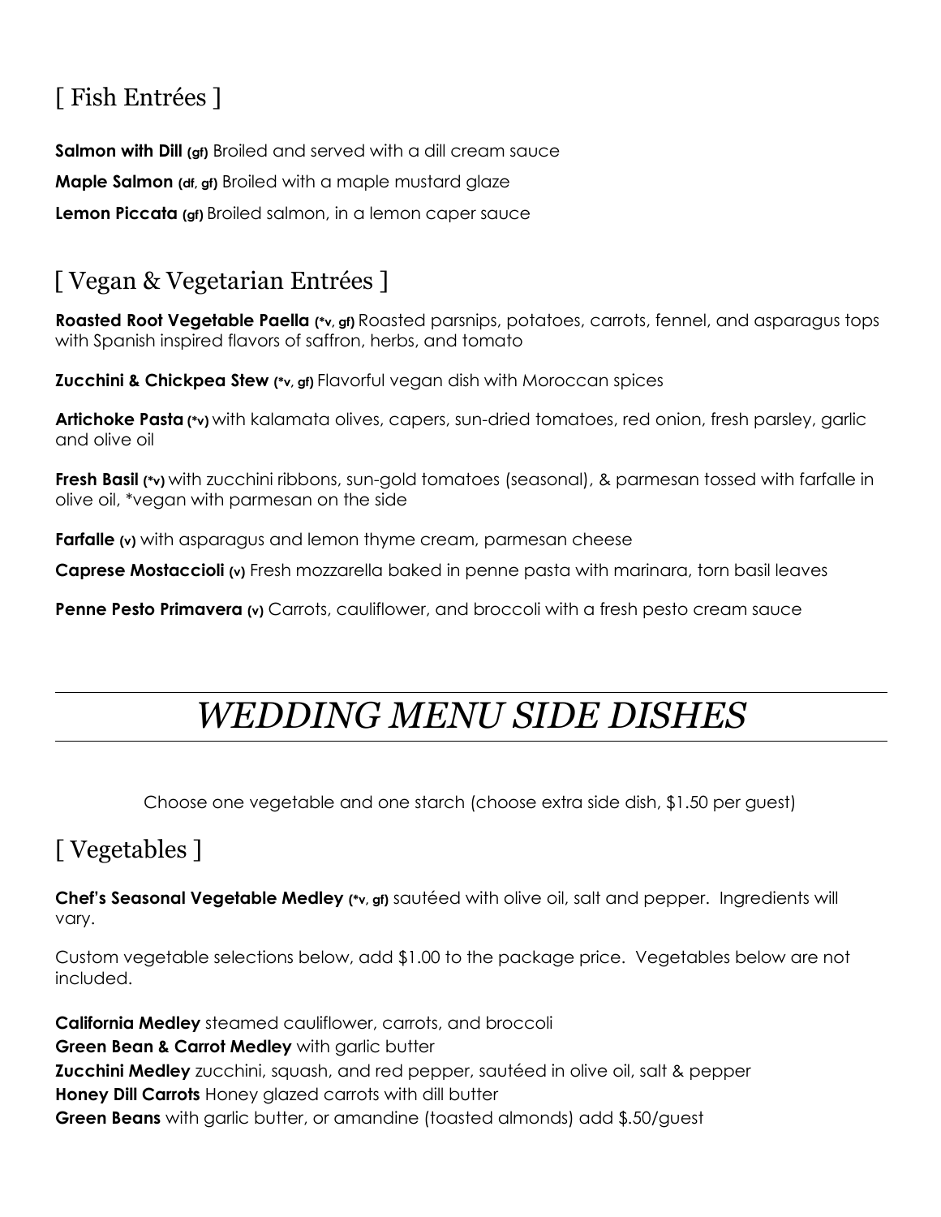## [ Fish Entrées ]

**Salmon with Dill (gf)** Broiled and served with a dill cream sauce

**Maple Salmon (df, gf)** Broiled with a maple mustard glaze

**Lemon Piccata (gf)** Broiled salmon, in a lemon caper sauce

## [ Vegan & Vegetarian Entrées ]

**Roasted Root Vegetable Paella (*v, gf)** Roasted parsnips, potatoes, carrots, fennel, and asparagus tops with Spanish inspired flavors of saffron, herbs, and tomato

**Zucchini & Chickpea Stew (*v, gf)** Flavorful vegan dish with Moroccan spices

**Artichoke Pasta (*v)** with kalamata olives, capers, sun-dried tomatoes, red onion, fresh parsley, garlic and olive oil

**Fresh Basil (*v)** with zucchini ribbons, sun-gold tomatoes (seasonal), & parmesan tossed with farfalle in olive oil, *vegan with parmesan on the side

**Farfalle (v)** with asparagus and lemon thyme cream, parmesan cheese

**Caprese Mostaccioli (v)** Fresh mozzarella baked in penne pasta with marinara, torn basil leaves

**Penne Pesto Primavera (v)** Carrots, cauliflower, and broccoli with a fresh pesto cream sauce

# *WEDDING MENU SIDE DISHES*

Choose one vegetable and one starch (choose extra side dish, $1.50 per guest)

## [ Vegetables ]

**Chef's Seasonal Vegetable Medley (*v, gf)** sautéed with olive oil, salt and pepper. Ingredients will vary.

Custom vegetable selections below, add $1.00 to the package price. Vegetables below are not included.

**California Medley** steamed cauliflower, carrots, and broccoli
**Green Bean & Carrot Medley** with garlic butter
**Zucchini Medley** zucchini, squash, and red pepper, sautéed in olive oil, salt & pepper
**Honey Dill Carrots** Honey glazed carrots with dill butter
**Green Beans** with garlic butter, or amandine (toasted almonds) add $.50/guest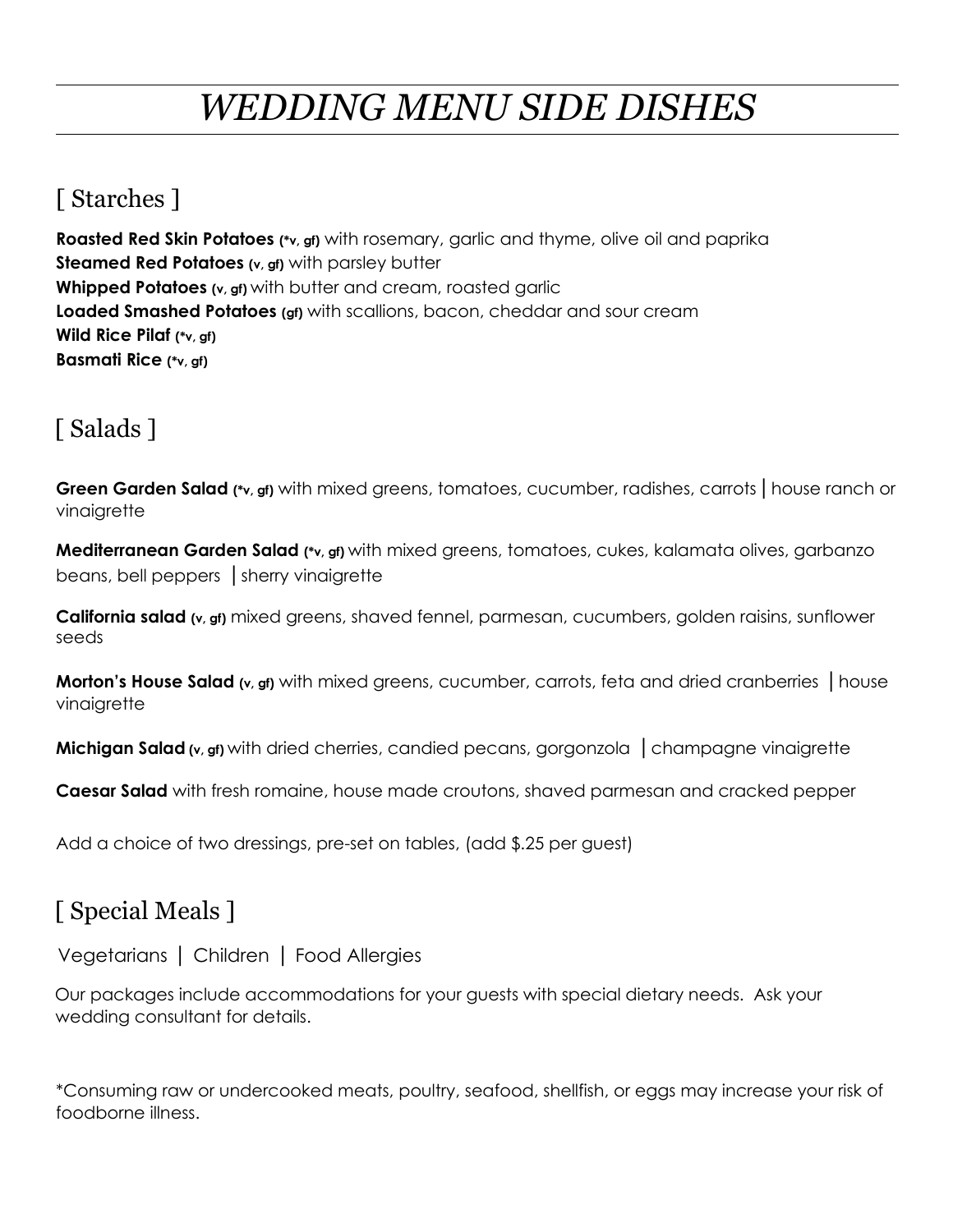# *WEDDING MENU SIDE DISHES*

## [ Starches ]

**Roasted Red Skin Potatoes (*v, gf)** with rosemary, garlic and thyme, olive oil and paprika
**Steamed Red Potatoes (v, gf)** with parsley butter
**Whipped Potatoes (v, gf)** with butter and cream, roasted garlic
**Loaded Smashed Potatoes (gf)** with scallions, bacon, cheddar and sour cream
**Wild Rice Pilaf (*v, gf)**
**Basmati Rice (*v, gf)**

## [ Salads ]

**Green Garden Salad (*v, gf)** with mixed greens, tomatoes, cucumber, radishes, carrots | house ranch or vinaigrette

**Mediterranean Garden Salad (*v, gf)** with mixed greens, tomatoes, cukes, kalamata olives, garbanzo beans, bell peppers | sherry vinaigrette

**California salad (v, gf)** mixed greens, shaved fennel, parmesan, cucumbers, golden raisins, sunflower seeds

**Morton's House Salad (v, gf)** with mixed greens, cucumber, carrots, feta and dried cranberries | house vinaigrette

**Michigan Salad (v, gf)** with dried cherries, candied pecans, gorgonzola | champagne vinaigrette

**Caesar Salad** with fresh romaine, house made croutons, shaved parmesan and cracked pepper

Add a choice of two dressings, pre-set on tables, (add $.25 per guest)

## [ Special Meals ]

Vegetarians | Children | Food Allergies

Our packages include accommodations for your guests with special dietary needs. Ask your wedding consultant for details.

*Consuming raw or undercooked meats, poultry, seafood, shellfish, or eggs may increase your risk of foodborne illness.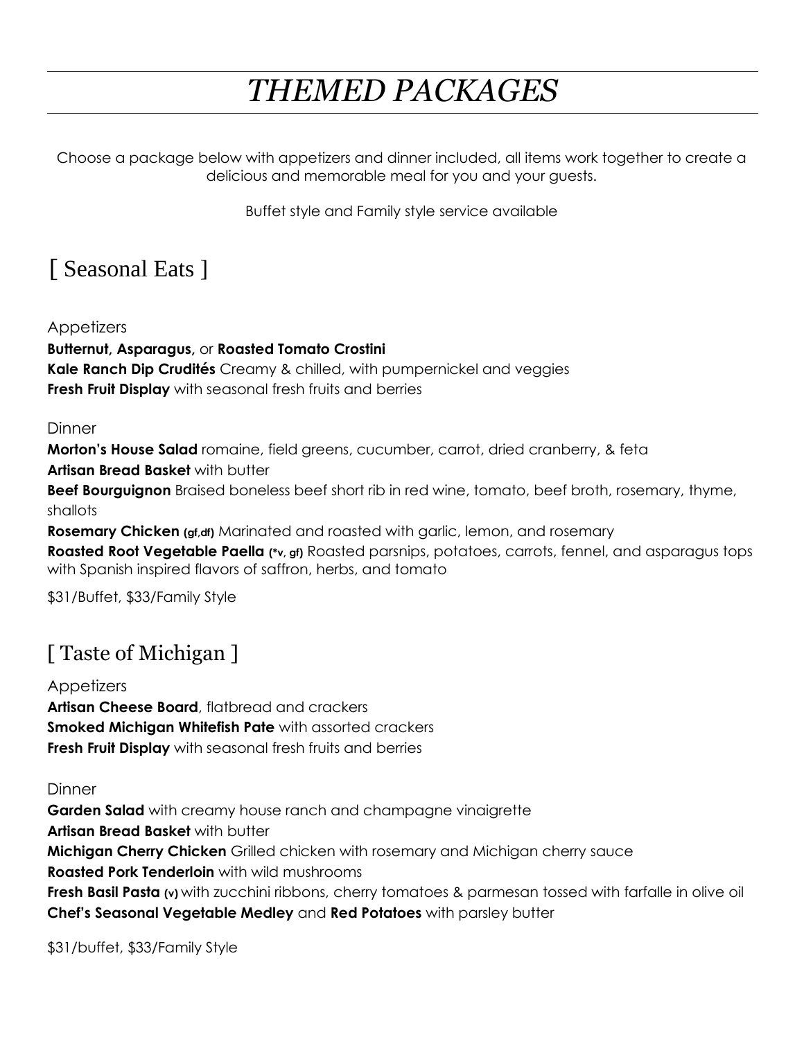# *THEMED PACKAGES*

Choose a package below with appetizers and dinner included, all items work together to create a delicious and memorable meal for you and your guests.

Buffet style and Family style service available

## [ Seasonal Eats ]

Appetizers

**Butternut, Asparagus,** or **Roasted Tomato Crostini**
**Kale Ranch Dip Crudités** Creamy & chilled, with pumpernickel and veggies
**Fresh Fruit Display** with seasonal fresh fruits and berries

Dinner

**Morton's House Salad** romaine, field greens, cucumber, carrot, dried cranberry, & feta
**Artisan Bread Basket** with butter
**Beef Bourguignon** Braised boneless beef short rib in red wine, tomato, beef broth, rosemary, thyme, shallots
**Rosemary Chicken (gf,df)** Marinated and roasted with garlic, lemon, and rosemary
**Roasted Root Vegetable Paella (*v, gf)** Roasted parsnips, potatoes, carrots, fennel, and asparagus tops with Spanish inspired flavors of saffron, herbs, and tomato

$31/Buffet, $33/Family Style

## [ Taste of Michigan ]

Appetizers

**Artisan Cheese Board**, flatbread and crackers
**Smoked Michigan Whitefish Pate** with assorted crackers
**Fresh Fruit Display** with seasonal fresh fruits and berries

Dinner

**Garden Salad** with creamy house ranch and champagne vinaigrette
**Artisan Bread Basket** with butter
**Michigan Cherry Chicken** Grilled chicken with rosemary and Michigan cherry sauce
**Roasted Pork Tenderloin** with wild mushrooms
**Fresh Basil Pasta (v)** with zucchini ribbons, cherry tomatoes & parmesan tossed with farfalle in olive oil
**Chef's Seasonal Vegetable Medley** and **Red Potatoes** with parsley butter

$31/buffet, $33/Family Style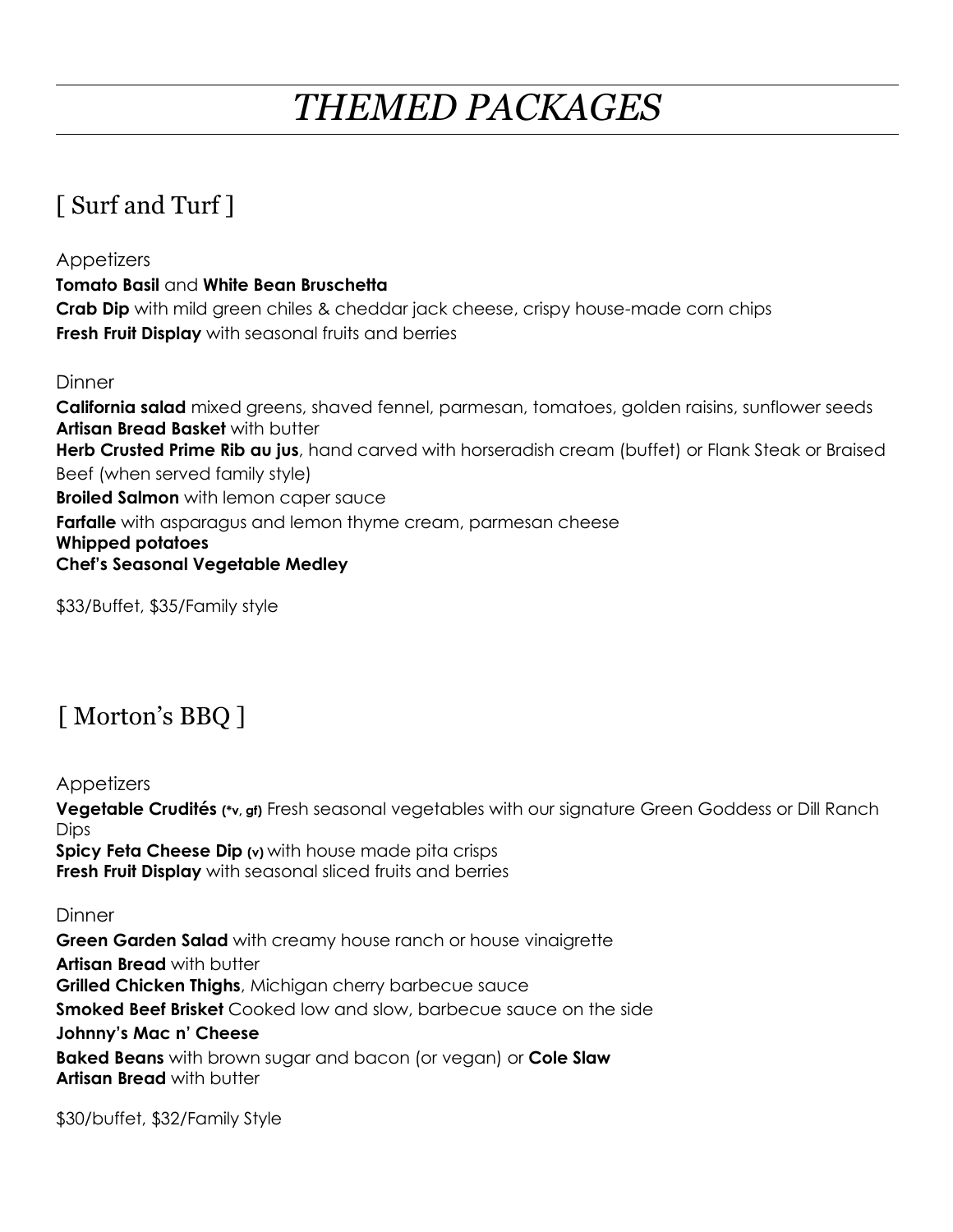# *THEMED PACKAGES*

## [ Surf and Turf ]

Appetizers

**Tomato Basil** and **White Bean Bruschetta**
**Crab Dip** with mild green chiles & cheddar jack cheese, crispy house-made corn chips
**Fresh Fruit Display** with seasonal fruits and berries

Dinner

**California salad** mixed greens, shaved fennel, parmesan, tomatoes, golden raisins, sunflower seeds
**Artisan Bread Basket** with butter
**Herb Crusted Prime Rib au jus**, hand carved with horseradish cream (buffet) or Flank Steak or Braised Beef (when served family style)
**Broiled Salmon** with lemon caper sauce
**Farfalle** with asparagus and lemon thyme cream, parmesan cheese
**Whipped potatoes**
**Chef's Seasonal Vegetable Medley**

$33/Buffet, $35/Family style

## [ Morton's BBQ ]

Appetizers

**Vegetable Crudités (*v, gf)** Fresh seasonal vegetables with our signature Green Goddess or Dill Ranch Dips
**Spicy Feta Cheese Dip (v)** with house made pita crisps
**Fresh Fruit Display** with seasonal sliced fruits and berries

Dinner

**Green Garden Salad** with creamy house ranch or house vinaigrette
**Artisan Bread** with butter
**Grilled Chicken Thighs**, Michigan cherry barbecue sauce
**Smoked Beef Brisket** Cooked low and slow, barbecue sauce on the side
**Johnny's Mac n' Cheese**
**Baked Beans** with brown sugar and bacon (or vegan) or **Cole Slaw**
**Artisan Bread** with butter

$30/buffet, $32/Family Style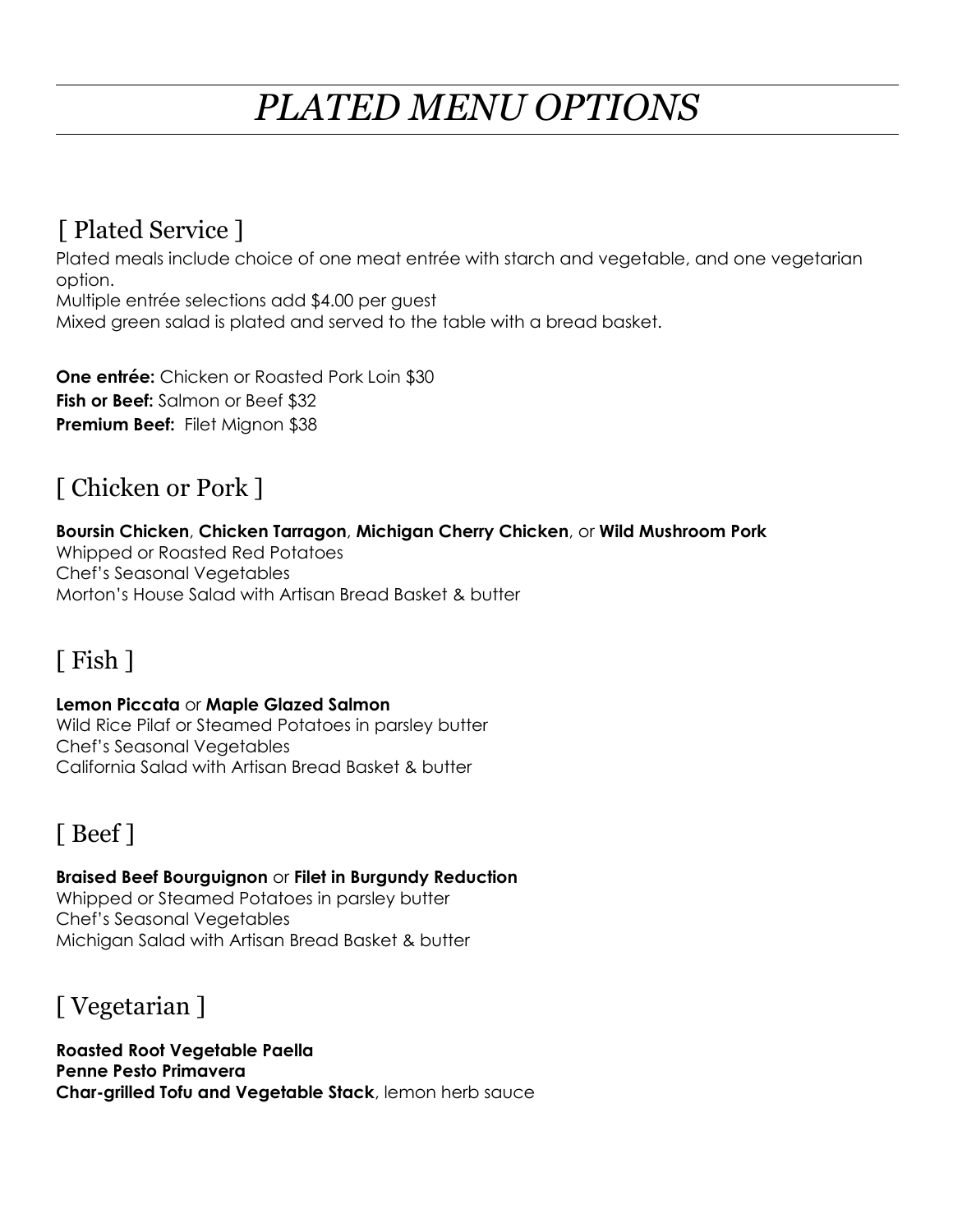# *PLATED MENU OPTIONS*

## [ Plated Service ]

Plated meals include choice of one meat entrée with starch and vegetable, and one vegetarian option.
Multiple entrée selections add $4.00 per guest
Mixed green salad is plated and served to the table with a bread basket.

**One entrée:** Chicken or Roasted Pork Loin $30
**Fish or Beef:** Salmon or Beef $32
**Premium Beef:** Filet Mignon $38

## [ Chicken or Pork ]

**Boursin Chicken**, **Chicken Tarragon**, **Michigan Cherry Chicken**, or **Wild Mushroom Pork**
Whipped or Roasted Red Potatoes
Chef's Seasonal Vegetables
Morton's House Salad with Artisan Bread Basket & butter

## [ Fish ]

**Lemon Piccata** or **Maple Glazed Salmon**
Wild Rice Pilaf or Steamed Potatoes in parsley butter
Chef's Seasonal Vegetables
California Salad with Artisan Bread Basket & butter

## [ Beef ]

**Braised Beef Bourguignon** or **Filet in Burgundy Reduction**
Whipped or Steamed Potatoes in parsley butter
Chef's Seasonal Vegetables
Michigan Salad with Artisan Bread Basket & butter

## [ Vegetarian ]

**Roasted Root Vegetable Paella**
**Penne Pesto Primavera**
**Char-grilled Tofu and Vegetable Stack**, lemon herb sauce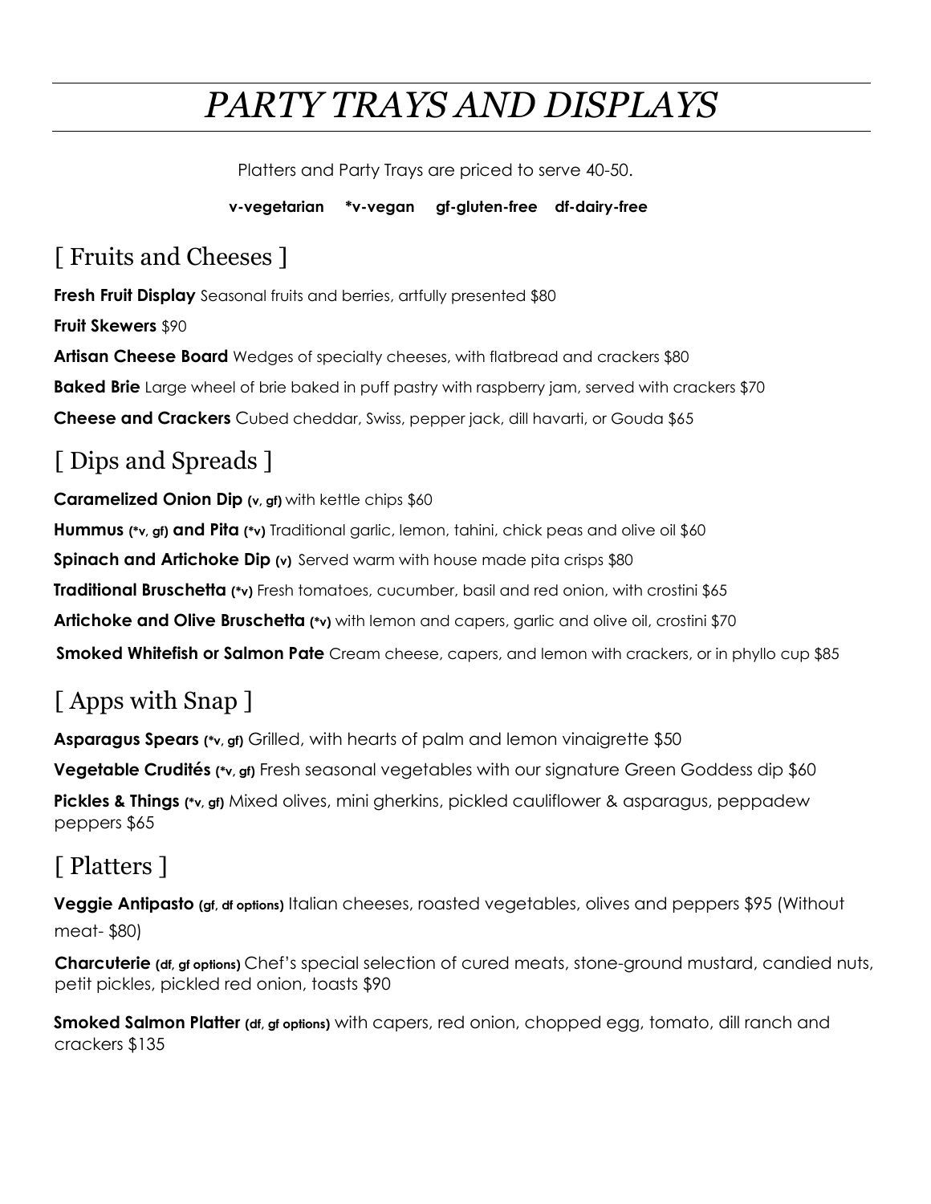# *PARTY TRAYS AND DISPLAYS*

Platters and Party Trays are priced to serve 40-50.

**v-vegetarian    *v-vegan    gf-gluten-free    df-dairy-free**

## [ Fruits and Cheeses ]

**Fresh Fruit Display** Seasonal fruits and berries, artfully presented $80

**Fruit Skewers** $90

**Artisan Cheese Board** Wedges of specialty cheeses, with flatbread and crackers $80

**Baked Brie** Large wheel of brie baked in puff pastry with raspberry jam, served with crackers $70

**Cheese and Crackers** Cubed cheddar, Swiss, pepper jack, dill havarti, or Gouda $65

## [ Dips and Spreads ]

**Caramelized Onion Dip (v, gf)** with kettle chips $60

**Hummus (*v, gf) and Pita (*v)** Traditional garlic, lemon, tahini, chick peas and olive oil $60

**Spinach and Artichoke Dip (v)** Served warm with house made pita crisps $80

**Traditional Bruschetta (*v)** Fresh tomatoes, cucumber, basil and red onion, with crostini $65

**Artichoke and Olive Bruschetta (*v)** with lemon and capers, garlic and olive oil, crostini $70

**Smoked Whitefish or Salmon Pate** Cream cheese, capers, and lemon with crackers, or in phyllo cup $85

## [ Apps with Snap ]

**Asparagus Spears (*v, gf)** Grilled, with hearts of palm and lemon vinaigrette $50

**Vegetable Crudités (*v, gf)** Fresh seasonal vegetables with our signature Green Goddess dip $60

**Pickles & Things (*v, gf)** Mixed olives, mini gherkins, pickled cauliflower & asparagus, peppadew peppers $65

## [ Platters ]

**Veggie Antipasto (gf, df options)** Italian cheeses, roasted vegetables, olives and peppers $95 (Without meat- $80)

**Charcuterie (df, gf options)** Chef's special selection of cured meats, stone-ground mustard, candied nuts, petit pickles, pickled red onion, toasts $90

**Smoked Salmon Platter (df, gf options)** with capers, red onion, chopped egg, tomato, dill ranch and crackers $135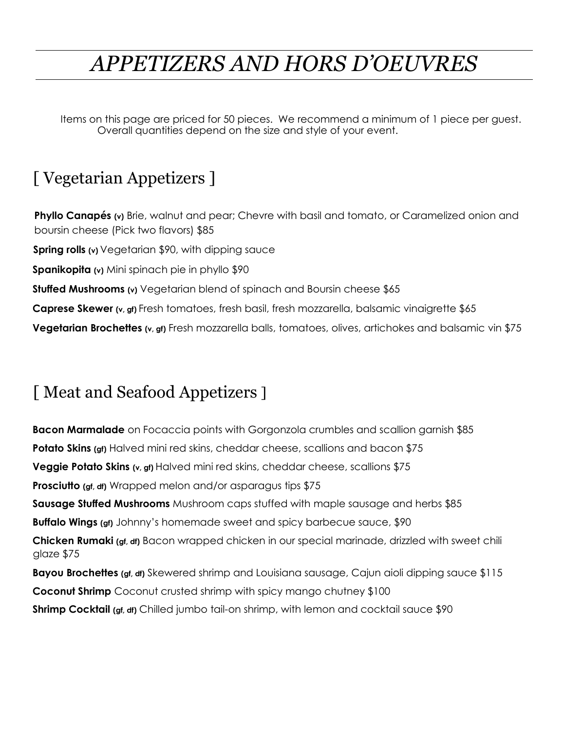# *APPETIZERS AND HORS D'OEUVRES*

Items on this page are priced for 50 pieces. We recommend a minimum of 1 piece per guest. Overall quantities depend on the size and style of your event.

## [ Vegetarian Appetizers ]

**Phyllo Canapés (v)** Brie, walnut and pear; Chevre with basil and tomato, or Caramelized onion and boursin cheese (Pick two flavors) $85

**Spring rolls (v)** Vegetarian $90, with dipping sauce

**Spanikopita (v)** Mini spinach pie in phyllo $90

**Stuffed Mushrooms (v)** Vegetarian blend of spinach and Boursin cheese $65

**Caprese Skewer (v, gf)** Fresh tomatoes, fresh basil, fresh mozzarella, balsamic vinaigrette $65

**Vegetarian Brochettes (v, gf)** Fresh mozzarella balls, tomatoes, olives, artichokes and balsamic vin $75

## [ Meat and Seafood Appetizers ]

**Bacon Marmalade** on Focaccia points with Gorgonzola crumbles and scallion garnish $85

**Potato Skins (gf)** Halved mini red skins, cheddar cheese, scallions and bacon $75

**Veggie Potato Skins (v, gf)** Halved mini red skins, cheddar cheese, scallions $75

**Prosciutto (gf, df)** Wrapped melon and/or asparagus tips $75

**Sausage Stuffed Mushrooms** Mushroom caps stuffed with maple sausage and herbs $85

**Buffalo Wings (gf)** Johnny's homemade sweet and spicy barbecue sauce, $90

**Chicken Rumaki (gf, df)** Bacon wrapped chicken in our special marinade, drizzled with sweet chili glaze $75

**Bayou Brochettes (gf, df)** Skewered shrimp and Louisiana sausage, Cajun aioli dipping sauce $115

**Coconut Shrimp** Coconut crusted shrimp with spicy mango chutney $100

**Shrimp Cocktail (gf, df)** Chilled jumbo tail-on shrimp, with lemon and cocktail sauce $90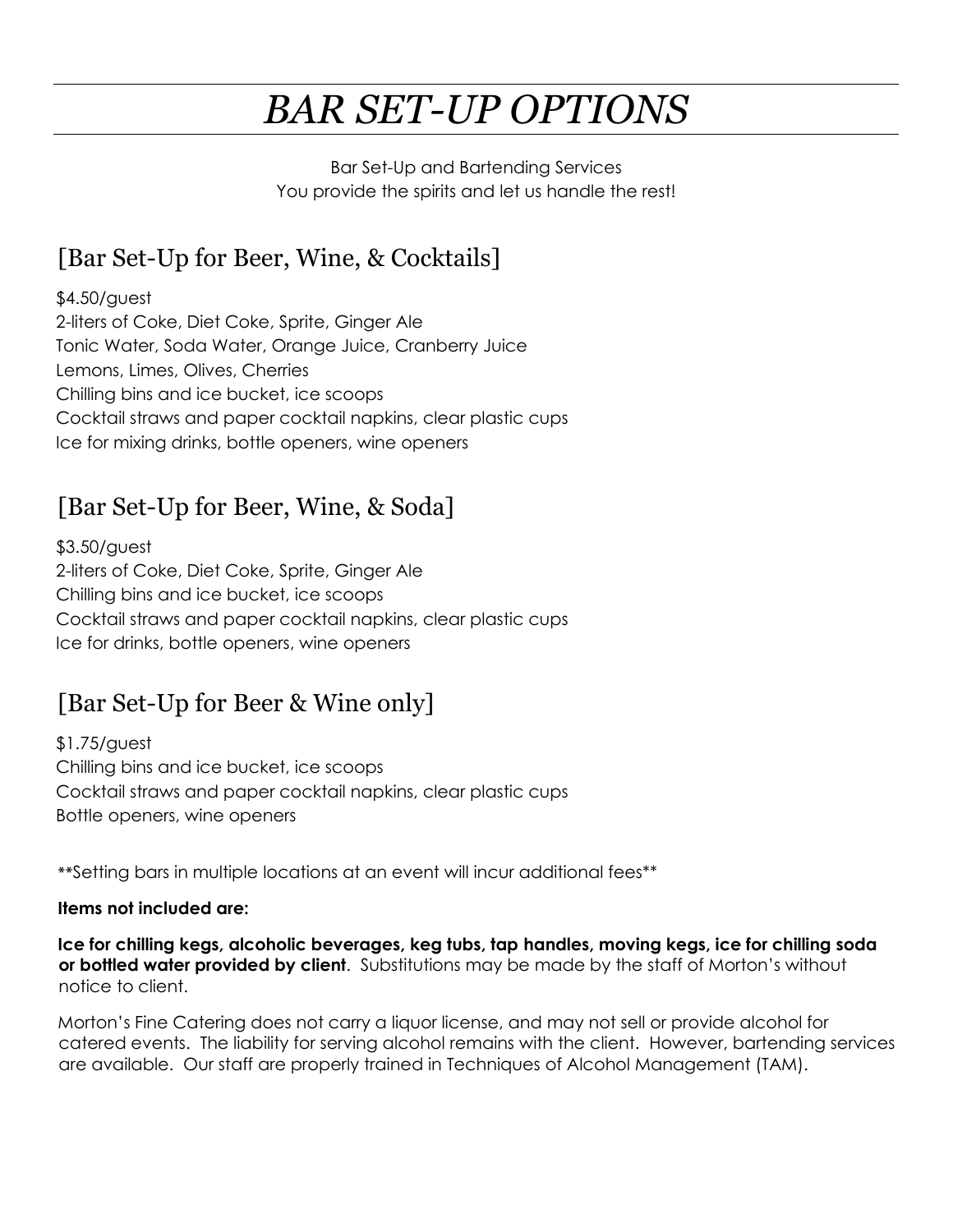# *BAR SET-UP OPTIONS*

Bar Set-Up and Bartending Services
You provide the spirits and let us handle the rest!

## [Bar Set-Up for Beer, Wine, & Cocktails]

$4.50/guest
2-liters of Coke, Diet Coke, Sprite, Ginger Ale
Tonic Water, Soda Water, Orange Juice, Cranberry Juice
Lemons, Limes, Olives, Cherries
Chilling bins and ice bucket, ice scoops
Cocktail straws and paper cocktail napkins, clear plastic cups
Ice for mixing drinks, bottle openers, wine openers

## [Bar Set-Up for Beer, Wine, & Soda]

$3.50/guest
2-liters of Coke, Diet Coke, Sprite, Ginger Ale
Chilling bins and ice bucket, ice scoops
Cocktail straws and paper cocktail napkins, clear plastic cups
Ice for drinks, bottle openers, wine openers

## [Bar Set-Up for Beer & Wine only]

$1.75/guest
Chilling bins and ice bucket, ice scoops
Cocktail straws and paper cocktail napkins, clear plastic cups
Bottle openers, wine openers

**Setting bars in multiple locations at an event will incur additional fees**

**Items not included are:**

**Ice for chilling kegs, alcoholic beverages, keg tubs, tap handles, moving kegs, ice for chilling soda or bottled water provided by client**. Substitutions may be made by the staff of Morton's without notice to client.

Morton's Fine Catering does not carry a liquor license, and may not sell or provide alcohol for catered events. The liability for serving alcohol remains with the client. However, bartending services are available. Our staff are properly trained in Techniques of Alcohol Management (TAM).